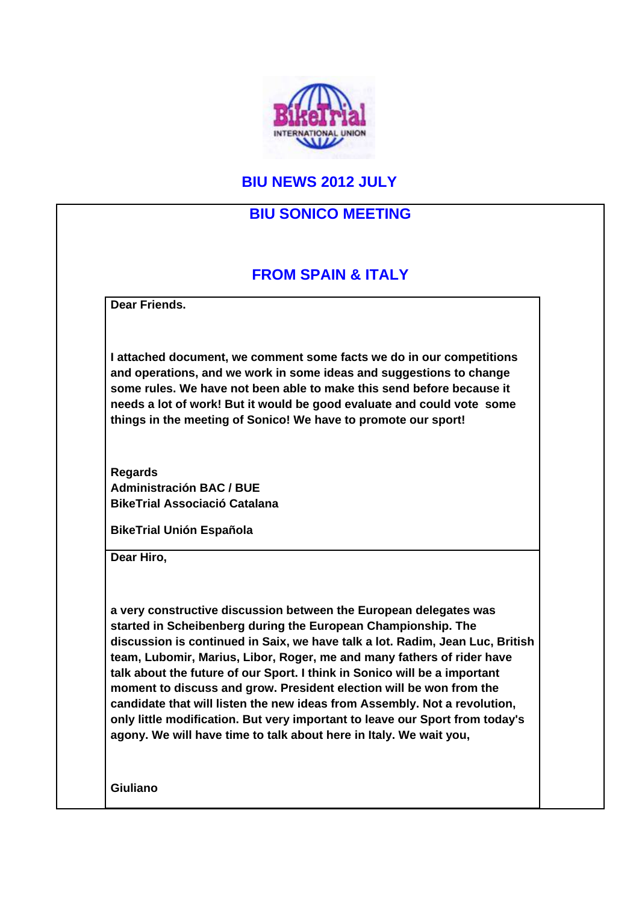# BIU NEWS 2012 JULY

## BIU SONICO MEETING

## FROM SPAIN & ITALY

**Dear Friends.**

**I attached document, we comment some facts we do in our competitions and operations, and we work in some ideas and suggestions to change some rules. We have not been able to make this send before because it needs a lot of work! But it would be good evaluate and could vote some things in the meeting of Sonico! We have to promote our sport!**

**Regards**
**Administración BAC / BUE**
**BikeTrial Associació Catalana**

**BikeTrial Unión Española**

---

**Dear Hiro,**

**a very constructive discussion between the European delegates was started in Scheibenberg during the European Championship. The discussion is continued in Saix, we have talk a lot. Radim, Jean Luc, British team, Lubomir, Marius, Libor, Roger, me and many fathers of rider have talk about the future of our Sport. I think in Sonico will be a important moment to discuss and grow. President election will be won from the candidate that will listen the new ideas from Assembly. Not a revolution, only little modification. But very important to leave our Sport from today's agony. We will have time to talk about here in Italy. We wait you,**

**Giuliano**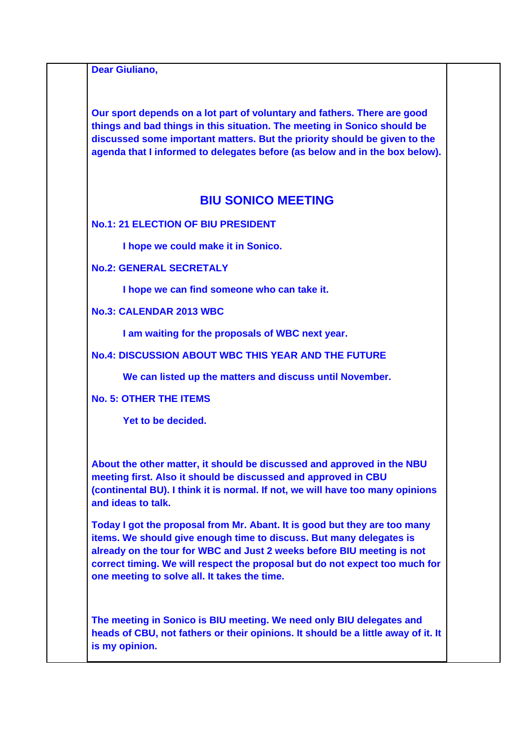**Dear Giuliano,**

**Our sport depends on a lot part of voluntary and fathers. There are good things and bad things in this situation. The meeting in Sonico should be discussed some important matters. But the priority should be given to the agenda that I informed to delegates before (as below and in the box below).**

## BIU SONICO MEETING

**No.1: 21 ELECTION OF BIU PRESIDENT**

**I hope we could make it in Sonico.**

**No.2: GENERAL SECRETALY**

**I hope we can find someone who can take it.**

**No.3: CALENDAR 2013 WBC**

**I am waiting for the proposals of WBC next year.**

**No.4: DISCUSSION ABOUT WBC THIS YEAR AND THE FUTURE**

**We can listed up the matters and discuss until November.**

**No. 5: OTHER THE ITEMS**

**Yet to be decided.**

**About the other matter, it should be discussed and approved in the NBU meeting first. Also it should be discussed and approved in CBU (continental BU). I think it is normal. If not, we will have too many opinions and ideas to talk.**

**Today I got the proposal from Mr. Abant. It is good but they are too many items. We should give enough time to discuss. But many delegates is already on the tour for WBC and Just 2 weeks before BIU meeting is not correct timing. We will respect the proposal but do not expect too much for one meeting to solve all. It takes the time.**

**The meeting in Sonico is BIU meeting. We need only BIU delegates and heads of CBU, not fathers or their opinions. It should be a little away of it. It is my opinion.**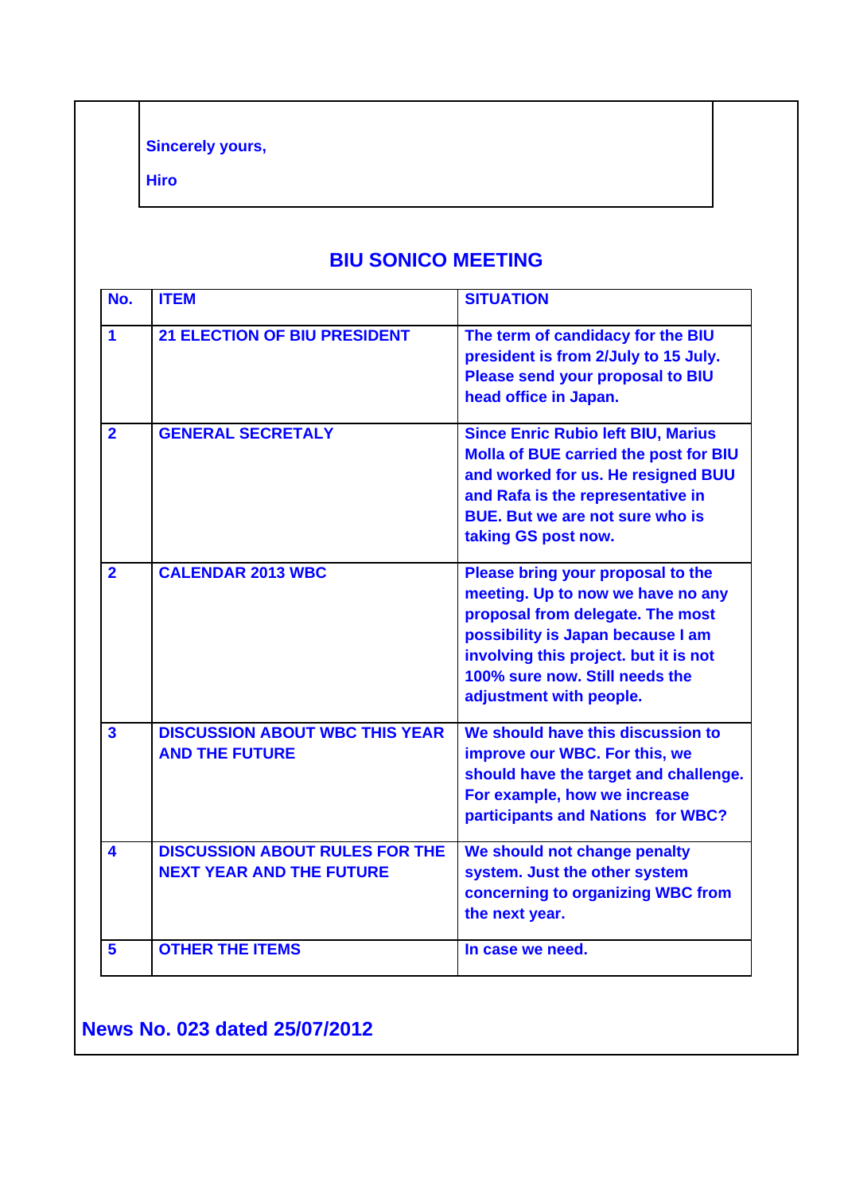**Sincerely yours,**

**Hiro**

## BIU SONICO MEETING

| No. | ITEM | SITUATION |
|---|---|---|
| 1 | 21 ELECTION OF BIU PRESIDENT | The term of candidacy for the BIU president is from 2/July to 15 July. Please send your proposal to BIU head office in Japan. |
| 2 | GENERAL SECRETALY | Since Enric Rubio left BIU, Marius Molla of BUE carried the post for BIU and worked for us. He resigned BUU and Rafa is the representative in BUE. But we are not sure who is taking GS post now. |
| 2 | CALENDAR 2013 WBC | Please bring your proposal to the meeting. Up to now we have no any proposal from delegate. The most possibility is Japan because I am involving this project. but it is not 100% sure now. Still needs the adjustment with people. |
| 3 | DISCUSSION ABOUT WBC THIS YEAR AND THE FUTURE | We should have this discussion to improve our WBC. For this, we should have the target and challenge. For example, how we increase participants and Nations for WBC? |
| 4 | DISCUSSION ABOUT RULES FOR THE NEXT YEAR AND THE FUTURE | We should not change penalty system. Just the other system concerning to organizing WBC from the next year. |
| 5 | OTHER THE ITEMS | In case we need. |

**News No. 023 dated 25/07/2012**